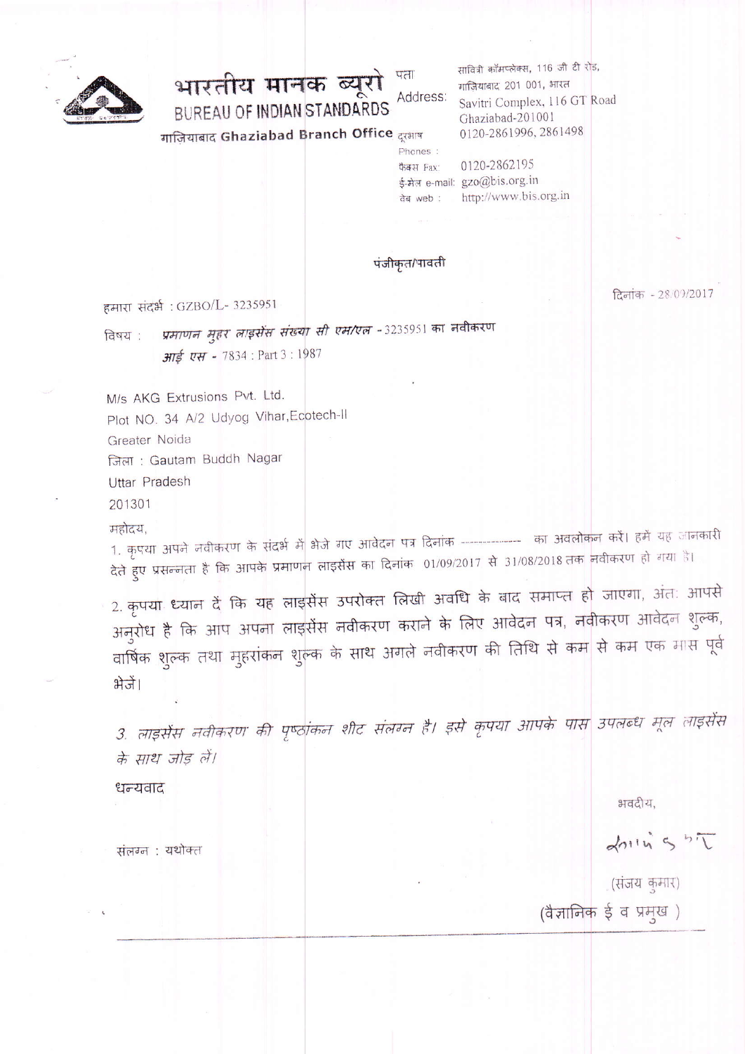# भारतीय मानक ब्यूरो
## BUREAU OF INDIAN STANDARDS
गाज़ियाबाद **Ghaziabad Branch Office**

पता Address: सावित्री कॉम्प्लेक्स, 116 जी टी रोड, गाज़ियाबाद 201 001, भारत
Savitri Complex, 116 GT Road
Ghaziabad-201001

दूरभाष Phones : 0120-2861996, 2861498
फैक्स Fax: 0120-2862195
ई-मेल e-mail: gzo@bis.org.in
वेब web : http://www.bis.org.in

पंजीकृत/पावती

हमारा संदर्भ : GZBO/L- 3235951

दिनांक - 28/09/2017

विषय : *प्रमाणन मुहर लाइसेंस संख्या सी एम/एल* - 3235951 का नवीकरण
*आई एस* - 7834 : Part 3 : 1987

M/s AKG Extrusions Pvt. Ltd.
Plot NO. 34 A/2 Udyog Vihar,Ecotech-II
Greater Noida
जिला : Gautam Buddh Nagar
Uttar Pradesh
201301

महोदय,

1. कृपया अपने नवीकरण के संदर्भ में भेजे गए आवेदन पत्र दिनांक -------------- का अवलोकन करें। हमें यह जानकारी देते हुए प्रसन्नता है कि आपके प्रमाणन लाइसेंस का दिनांक 01/09/2017 से 31/08/2018 तक नवीकरण हो गया है।

2. कृपया ध्यान दें कि यह लाइसेंस उपरोक्त लिखी अवधि के बाद समाप्त हो जाएगा, अंत: आपसे अनुरोध है कि आप अपना लाइसेंस नवीकरण कराने के लिए आवेदन पत्र, नवीकरण आवेदन शुल्क, वार्षिक शुल्क तथा मुहरांकन शुल्क के साथ अगले नवीकरण की तिथि से कम से कम एक मास पूर्व भेजें।

3. *लाइसेंस नवीकरण की पृष्ठांकन शीट संलग्न है। इसे कृपया आपके पास उपलब्ध मूल लाइसेंस के साथ जोड़ लें।*

धन्यवाद

भवदीय,

(संजय कुमार)
(वैज्ञानिक ई व प्रमुख )

संलग्न : यथोक्त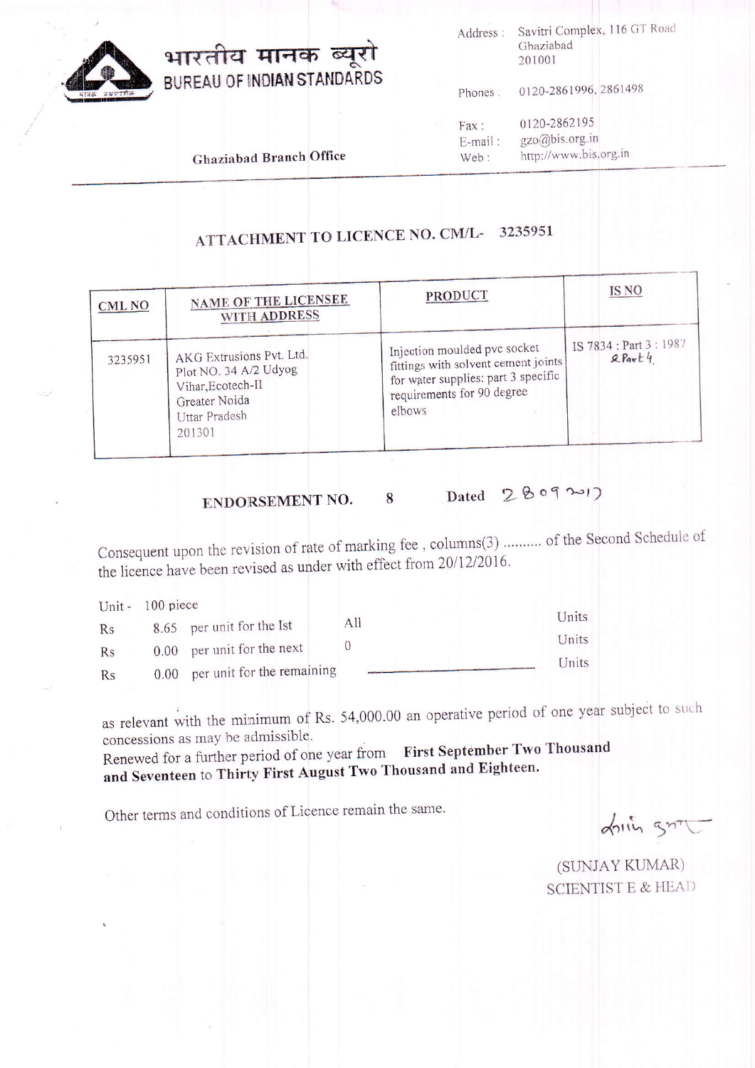भारतीय मानक ब्यूरो
BUREAU OF INDIAN STANDARDS

Ghaziabad Branch Office

Address : Savitri Complex, 116 GT Road
Ghaziabad
201001

Phones : 0120-2861996, 2861498

Fax : 0120-2862195
E-mail : gzo@bis.org.in
Web : http://www.bis.org.in

## ATTACHMENT TO LICENCE NO. CM/L- 3235951

| CML NO | NAME OF THE LICENSEE WITH ADDRESS | PRODUCT | IS NO |
|---|---|---|---|
| 3235951 | AKG Extrusions Pvt. Ltd. Plot NO. 34 A/2 Udyog Vihar,Ecotech-II Greater Noida Uttar Pradesh 201301 | Injection moulded pvc socket fittings with solvent cement joints for water supplies: part 3 specific requirements for 90 degree elbows | IS 7834 : Part 3 : 1987 & Part 4. |

**ENDORSEMENT NO. 8 Dated 28 09 2017**

Consequent upon the revision of rate of marking fee , columns(3) .......... of the Second Schedule of the licence have been revised as under with effect from 20/12/2016.

Unit - 100 piece

| | | | | |
|---|---|---|---|---|
| Rs | 8.65 | per unit for the Ist | All | Units |
| Rs | 0.00 | per unit for the next | 0 | Units |
| Rs | 0.00 | per unit for the remaining | | Units |

as relevant with the minimum of Rs. 54,000.00 an operative period of one year subject to such concessions as may be admissible.
Renewed for a further period of one year from **First September Two Thousand and Seventeen** to **Thirty First August Two Thousand and Eighteen.**

Other terms and conditions of Licence remain the same.

(SUNJAY KUMAR)
SCIENTIST E & HEAD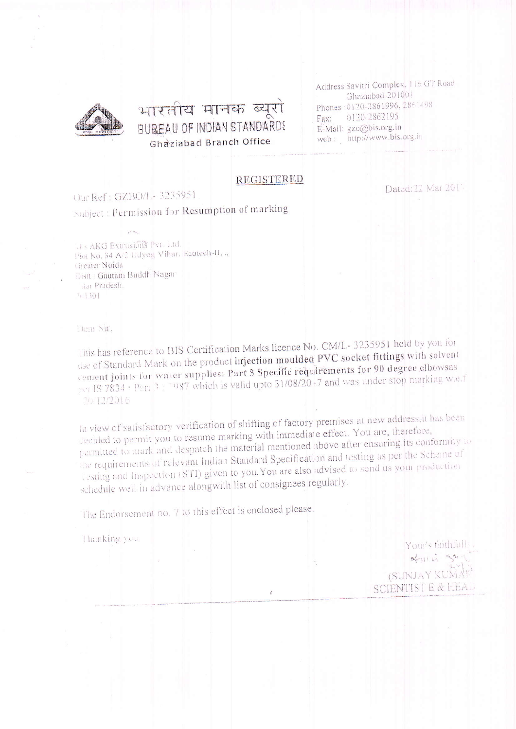भारतीय मानक ब्यूरो
BUREAU OF INDIAN STANDARDS
Ghaziabad Branch Office

Address Savitri Complex, 116 GT Road
Ghaziabad-201001
Phones: 0120-2861996, 2861498
Fax: 0120-2862195
E-Mail: gzo@bis.org.in
web: http://www.bis.org.in

**REGISTERED**

Our Ref : GZBO/L- 3235951

Dated: 22 Mar 2017

Subject : Permission for Resumption of marking

M/s AKG Extrusions Pvt. Ltd.
Plot No. 34 A-2 Udyog Vihar, Ecotech-II, ,
Greater Noida
Distt : Gautam Buddh Nagar
Uttar Pradesh.
201301

Dear Sir,

This has reference to BIS Certification Marks licence No. CM/L- 3235951 held by you for use of Standard Mark on the product injection moulded PVC socket fittings with solvent cement joints for water supplies: Part 3 Specific requirements for 90 degree elbowsas per IS 7834 : Part 3 : 1987 which is valid upto 31/08/2017 and was under stop marking w.e.f 20-12/2016

In view of satisfactory verification of shifting of factory premises at new address,it has been decided to permit you to resume marking with immediate effect. You are, therefore, permitted to mark and despatch the material mentioned above after ensuring its conformity to the requirements of relevant Indian Standard Specification and testing as per the Scheme of Testing and Inspection (STI) given to you. You are also advised to send us your production schedule well in advance alongwith list of consignees regularly.

The Endorsement no. 7 to this effect is enclosed please.

Thanking you

Your's faithfully

(SUNJAY KUMAR)
SCIENTIST E & HEAD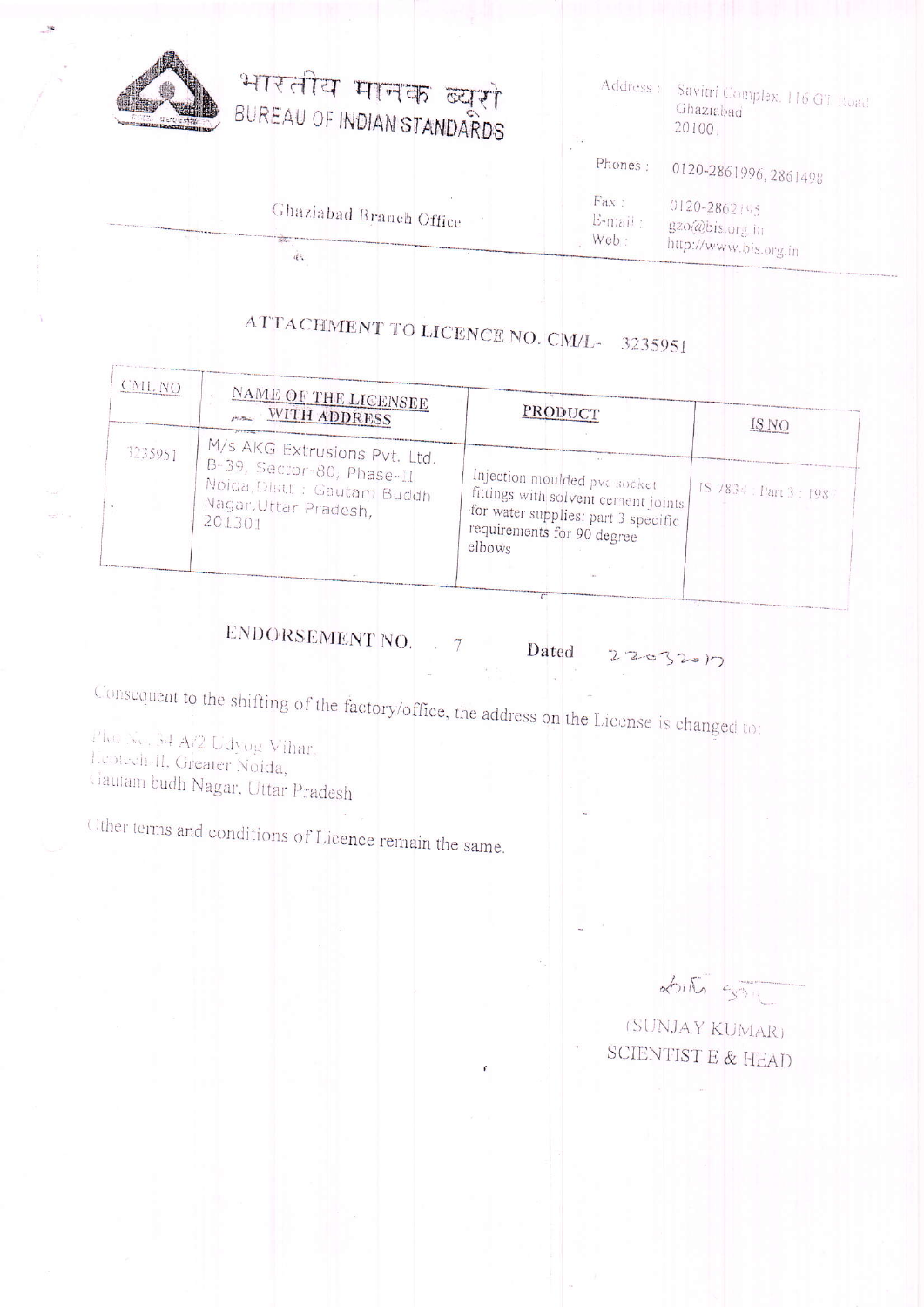भारतीय मानक ब्यूरो
BUREAU OF INDIAN STANDARDS

Ghaziabad Branch Office

Address : Savitri Complex, 116 GT Road
Ghaziabad
201001

Phones : 0120-2861996, 2861498

Fax : 0120-2862195
E-mail : gzo@bis.org.in
Web : http://www.bis.org.in

# ATTACHMENT TO LICENCE NO. CM/L- 3235951

| CML NO | NAME OF THE LICENSEE WITH ADDRESS | PRODUCT | IS NO |
|---|---|---|---|
| 3235951 | M/s AKG Extrusions Pvt. Ltd. B-39, Sector-80, Phase-II Noida,Distt : Gautam Buddh Nagar,Uttar Pradesh, 201301 | Injection moulded pvc socket fittings with solvent cement joints for water supplies: part 3 specific requirements for 90 degree elbows | IS 7834 : Part 3 : 1987 |

## ENDORSEMENT NO. 7 Dated 22-03-2017

Consequent to the shifting of the factory/office, the address on the License is changed to:

Plot No. 34 A/2 Udyog Vihar,
Ecotech-II, Greater Noida,
Gautam budh Nagar, Uttar Pradesh

Other terms and conditions of Licence remain the same.

(SUNJAY KUMAR)
SCIENTIST E & HEAD